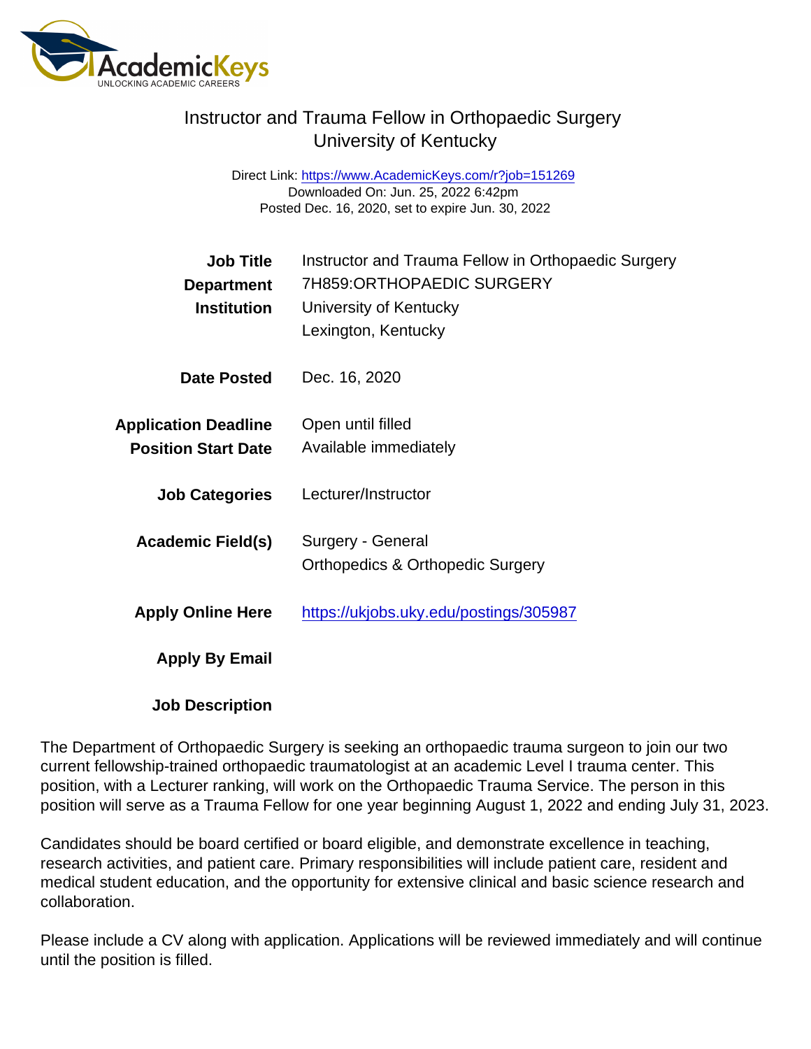# Instructor and Trauma Fellow in Orthopaedic Surgery
## University of Kentucky

Direct Link: https://www.AcademicKeys.com/r?job=151269
Downloaded On: Jun. 25, 2022 6:42pm
Posted Dec. 16, 2020, set to expire Jun. 30, 2022

**Job Title** Instructor and Trauma Fellow in Orthopaedic Surgery
**Department** 7H859:ORTHOPAEDIC SURGERY
**Institution** University of Kentucky
Lexington, Kentucky

**Date Posted** Dec. 16, 2020

**Application Deadline** Open until filled
**Position Start Date** Available immediately

**Job Categories** Lecturer/Instructor

**Academic Field(s)** Surgery - General
Orthopedics & Orthopedic Surgery

**Apply Online Here** https://ukjobs.uky.edu/postings/305987

**Apply By Email**

**Job Description**

The Department of Orthopaedic Surgery is seeking an orthopaedic trauma surgeon to join our two current fellowship-trained orthopaedic traumatologist at an academic Level I trauma center. This position, with a Lecturer ranking, will work on the Orthopaedic Trauma Service. The person in this position will serve as a Trauma Fellow for one year beginning August 1, 2022 and ending July 31, 2023.

Candidates should be board certified or board eligible, and demonstrate excellence in teaching, research activities, and patient care. Primary responsibilities will include patient care, resident and medical student education, and the opportunity for extensive clinical and basic science research and collaboration.

Please include a CV along with application. Applications will be reviewed immediately and will continue until the position is filled.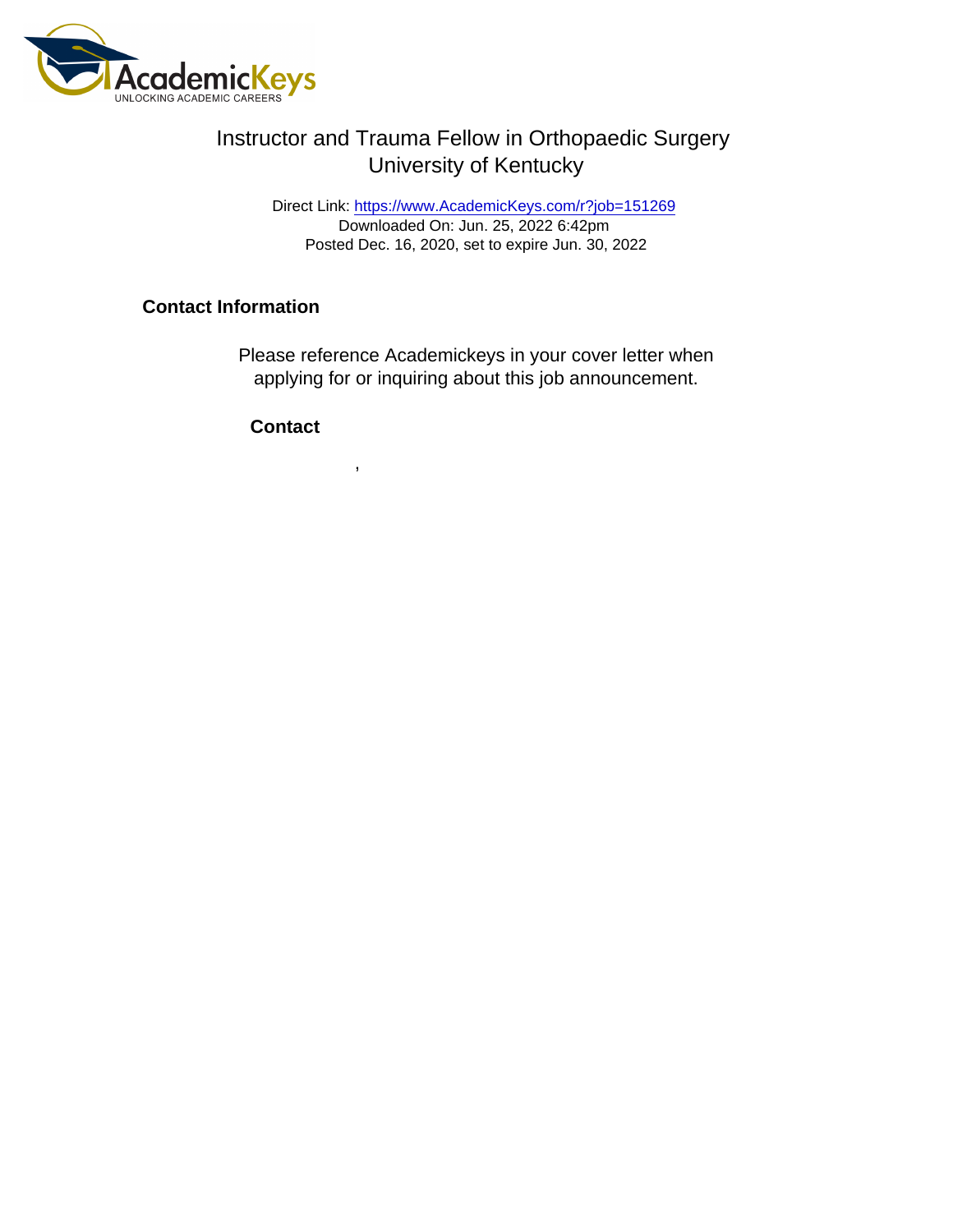# Instructor and Trauma Fellow in Orthopaedic Surgery
## University of Kentucky

Direct Link: https://www.AcademicKeys.com/r?job=151269
Downloaded On: Jun. 25, 2022 6:42pm
Posted Dec. 16, 2020, set to expire Jun. 30, 2022

### Contact Information

Please reference Academickeys in your cover letter when applying for or inquiring about this job announcement.

**Contact**

,